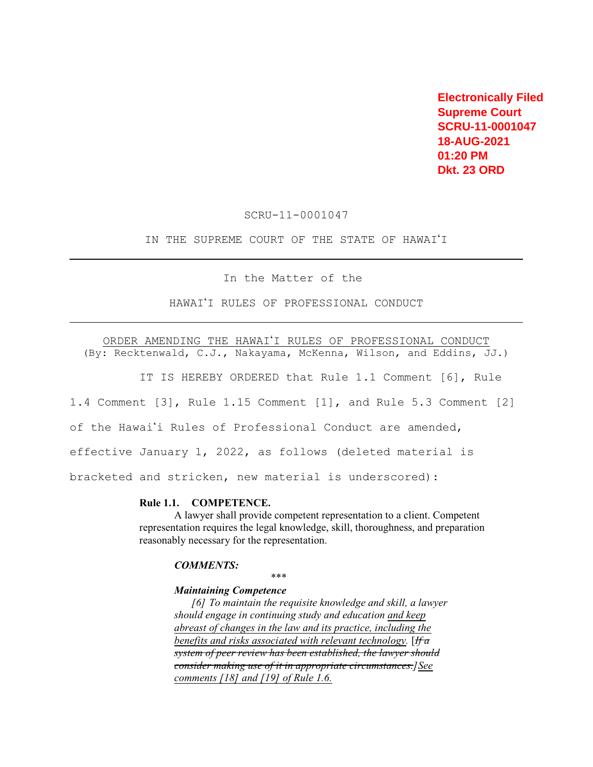Electronically Filed
Supreme Court
SCRU-11-0001047
18-AUG-2021
01:20 PM
Dkt. 23 ORD

SCRU-11-0001047

IN THE SUPREME COURT OF THE STATE OF HAWAIʻI

---

In the Matter of the

HAWAIʻI RULES OF PROFESSIONAL CONDUCT

---

<u>ORDER AMENDING THE HAWAIʻI RULES OF PROFESSIONAL CONDUCT</u>
(By: Recktenwald, C.J., Nakayama, McKenna, Wilson, and Eddins, JJ.)

IT IS HEREBY ORDERED that Rule 1.1 Comment [6], Rule 1.4 Comment [3], Rule 1.15 Comment [1], and Rule 5.3 Comment [2] of the Hawaiʻi Rules of Professional Conduct are amended, effective January 1, 2022, as follows (deleted material is bracketed and stricken, new material is underscored):

**Rule 1.1. COMPETENCE.**

A lawyer shall provide competent representation to a client. Competent representation requires the legal knowledge, skill, thoroughness, and preparation reasonably necessary for the representation.

***COMMENTS:***

\*\*\*

***Maintaining Competence***

*[6] To maintain the requisite knowledge and skill, a lawyer should engage in continuing study and education <u>and keep abreast of changes in the law and its practice, including the benefits and risks associated with relevant technology</u>. [~~If a system of peer review has been established, the lawyer should consider making use of it in appropriate circumstances.~~]<u>See comments [18] and [19] of Rule 1.6.</u>*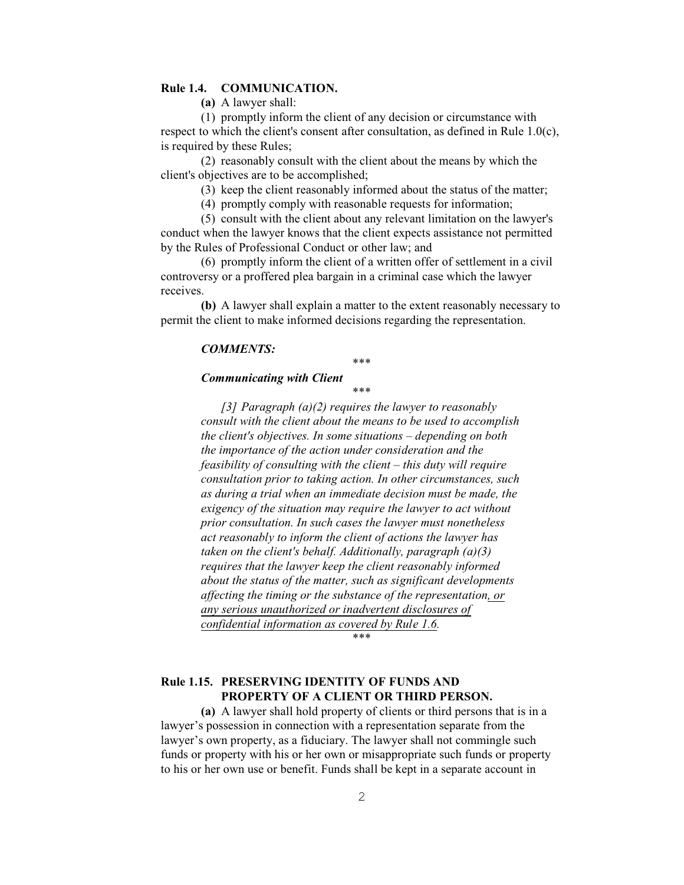**Rule 1.4. COMMUNICATION.**

**(a)** A lawyer shall:

(1) promptly inform the client of any decision or circumstance with respect to which the client's consent after consultation, as defined in Rule 1.0(c), is required by these Rules;

(2) reasonably consult with the client about the means by which the client's objectives are to be accomplished;

(3) keep the client reasonably informed about the status of the matter;

(4) promptly comply with reasonable requests for information;

(5) consult with the client about any relevant limitation on the lawyer's conduct when the lawyer knows that the client expects assistance not permitted by the Rules of Professional Conduct or other law; and

(6) promptly inform the client of a written offer of settlement in a civil controversy or a proffered plea bargain in a criminal case which the lawyer receives.

**(b)** A lawyer shall explain a matter to the extent reasonably necessary to permit the client to make informed decisions regarding the representation.

***COMMENTS:***

\*\*\*

***Communicating with Client***

\*\*\*

*[3] Paragraph (a)(2) requires the lawyer to reasonably consult with the client about the means to be used to accomplish the client's objectives. In some situations – depending on both the importance of the action under consideration and the feasibility of consulting with the client – this duty will require consultation prior to taking action. In other circumstances, such as during a trial when an immediate decision must be made, the exigency of the situation may require the lawyer to act without prior consultation. In such cases the lawyer must nonetheless act reasonably to inform the client of actions the lawyer has taken on the client's behalf. Additionally, paragraph (a)(3) requires that the lawyer keep the client reasonably informed about the status of the matter, such as significant developments affecting the timing or the substance of the representation<u>, or any serious unauthorized or inadvertent disclosures of confidential information as covered by Rule 1.6</u>.*

\*\*\*

**Rule 1.15. PRESERVING IDENTITY OF FUNDS AND PROPERTY OF A CLIENT OR THIRD PERSON.**

**(a)** A lawyer shall hold property of clients or third persons that is in a lawyer's possession in connection with a representation separate from the lawyer's own property, as a fiduciary. The lawyer shall not commingle such funds or property with his or her own or misappropriate such funds or property to his or her own use or benefit. Funds shall be kept in a separate account in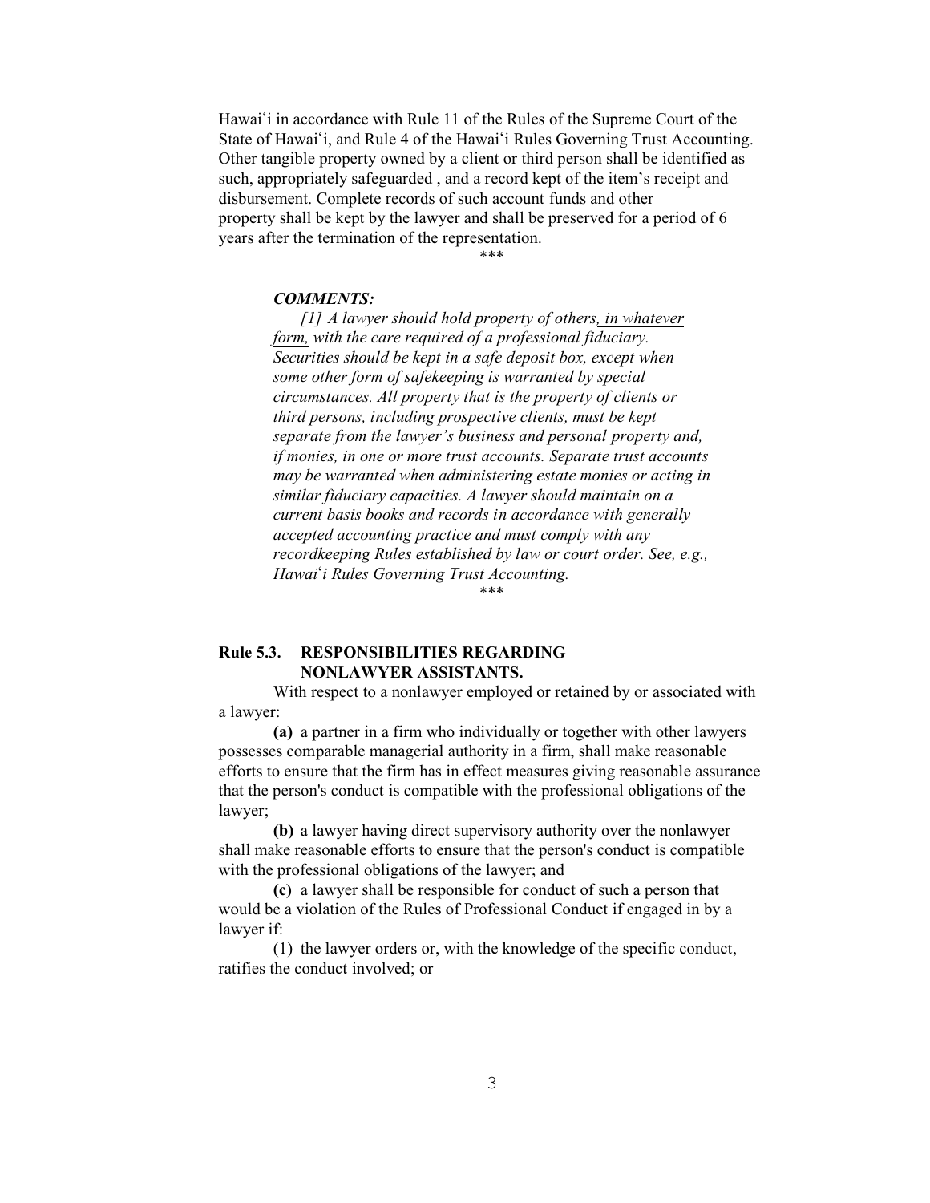Hawai'i in accordance with Rule 11 of the Rules of the Supreme Court of the State of Hawai'i, and Rule 4 of the Hawai'i Rules Governing Trust Accounting. Other tangible property owned by a client or third person shall be identified as such, appropriately safeguarded , and a record kept of the item's receipt and disbursement. Complete records of such account funds and other property shall be kept by the lawyer and shall be preserved for a period of 6 years after the termination of the representation.

\*\*\*

***COMMENTS:***

*[1] A lawyer should hold property of others, <u>in whatever form,</u> with the care required of a professional fiduciary. Securities should be kept in a safe deposit box, except when some other form of safekeeping is warranted by special circumstances. All property that is the property of clients or third persons, including prospective clients, must be kept separate from the lawyer's business and personal property and, if monies, in one or more trust accounts. Separate trust accounts may be warranted when administering estate monies or acting in similar fiduciary capacities. A lawyer should maintain on a current basis books and records in accordance with generally accepted accounting practice and must comply with any recordkeeping Rules established by law or court order. See, e.g., Hawai'i Rules Governing Trust Accounting.*

\*\*\*

## Rule 5.3. RESPONSIBILITIES REGARDING NONLAWYER ASSISTANTS.

With respect to a nonlawyer employed or retained by or associated with a lawyer:

**(a)** a partner in a firm who individually or together with other lawyers possesses comparable managerial authority in a firm, shall make reasonable efforts to ensure that the firm has in effect measures giving reasonable assurance that the person's conduct is compatible with the professional obligations of the lawyer;

**(b)** a lawyer having direct supervisory authority over the nonlawyer shall make reasonable efforts to ensure that the person's conduct is compatible with the professional obligations of the lawyer; and

**(c)** a lawyer shall be responsible for conduct of such a person that would be a violation of the Rules of Professional Conduct if engaged in by a lawyer if:

(1) the lawyer orders or, with the knowledge of the specific conduct, ratifies the conduct involved; or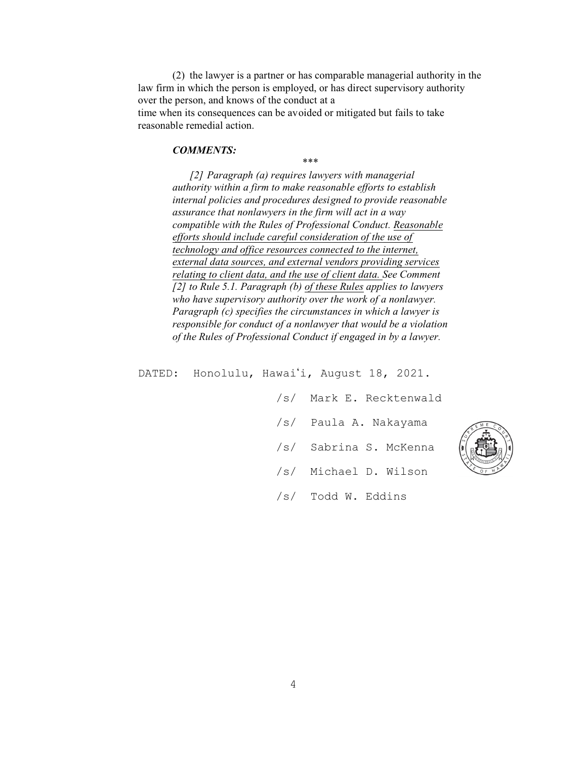(2) the lawyer is a partner or has comparable managerial authority in the law firm in which the person is employed, or has direct supervisory authority over the person, and knows of the conduct at a time when its consequences can be avoided or mitigated but fails to take reasonable remedial action.

***COMMENTS:***

\*\*\*

*[2] Paragraph (a) requires lawyers with managerial authority within a firm to make reasonable efforts to establish internal policies and procedures designed to provide reasonable assurance that nonlawyers in the firm will act in a way compatible with the Rules of Professional Conduct. <u>Reasonable efforts should include careful consideration of the use of technology and office resources connected to the internet, external data sources, and external vendors providing services relating to client data, and the use of client data.</u> See Comment [2] to Rule 5.1. Paragraph (b) <u>of these Rules</u> applies to lawyers who have supervisory authority over the work of a nonlawyer. Paragraph (c) specifies the circumstances in which a lawyer is responsible for conduct of a nonlawyer that would be a violation of the Rules of Professional Conduct if engaged in by a lawyer.*

DATED: Honolulu, Hawaiʻi, August 18, 2021.

/s/ Mark E. Recktenwald

/s/ Paula A. Nakayama

/s/ Sabrina S. McKenna

/s/ Michael D. Wilson

/s/ Todd W. Eddins